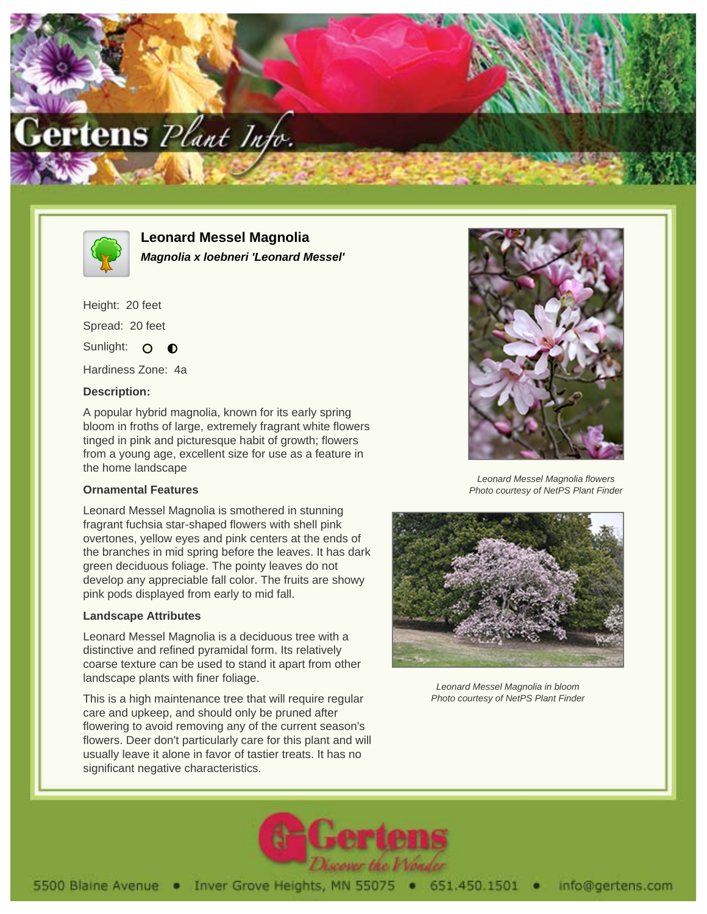# Leonard Messel Magnolia

***Magnolia x loebneri 'Leonard Messel'***

Height: 20 feet

Spread: 20 feet

Sunlight: ○ ◐

Hardiness Zone: 4a

### Description:

A popular hybrid magnolia, known for its early spring bloom in froths of large, extremely fragrant white flowers tinged in pink and picturesque habit of growth; flowers from a young age, excellent size for use as a feature in the home landscape

*Leonard Messel Magnolia flowers*
*Photo courtesy of NetPS Plant Finder*

### Ornamental Features

Leonard Messel Magnolia is smothered in stunning fragrant fuchsia star-shaped flowers with shell pink overtones, yellow eyes and pink centers at the ends of the branches in mid spring before the leaves. It has dark green deciduous foliage. The pointy leaves do not develop any appreciable fall color. The fruits are showy pink pods displayed from early to mid fall.

*Leonard Messel Magnolia in bloom*
*Photo courtesy of NetPS Plant Finder*

### Landscape Attributes

Leonard Messel Magnolia is a deciduous tree with a distinctive and refined pyramidal form. Its relatively coarse texture can be used to stand it apart from other landscape plants with finer foliage.

This is a high maintenance tree that will require regular care and upkeep, and should only be pruned after flowering to avoid removing any of the current season's flowers. Deer don't particularly care for this plant and will usually leave it alone in favor of tastier treats. It has no significant negative characteristics.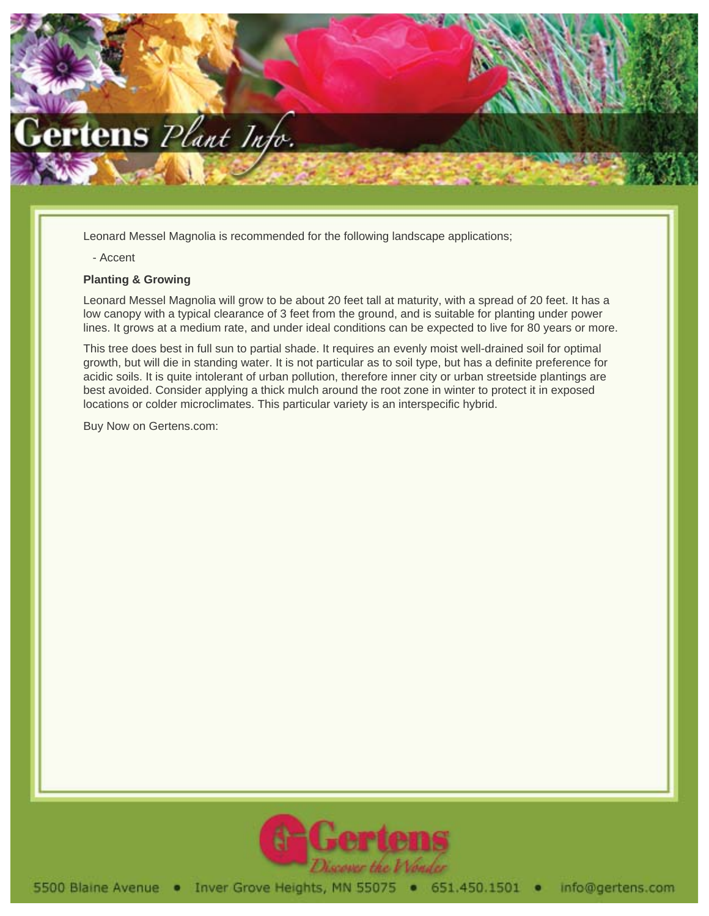Leonard Messel Magnolia is recommended for the following landscape applications;

- Accent

**Planting & Growing**

Leonard Messel Magnolia will grow to be about 20 feet tall at maturity, with a spread of 20 feet. It has a low canopy with a typical clearance of 3 feet from the ground, and is suitable for planting under power lines. It grows at a medium rate, and under ideal conditions can be expected to live for 80 years or more.

This tree does best in full sun to partial shade. It requires an evenly moist well-drained soil for optimal growth, but will die in standing water. It is not particular as to soil type, but has a definite preference for acidic soils. It is quite intolerant of urban pollution, therefore inner city or urban streetside plantings are best avoided. Consider applying a thick mulch around the root zone in winter to protect it in exposed locations or colder microclimates. This particular variety is an interspecific hybrid.

Buy Now on Gertens.com: